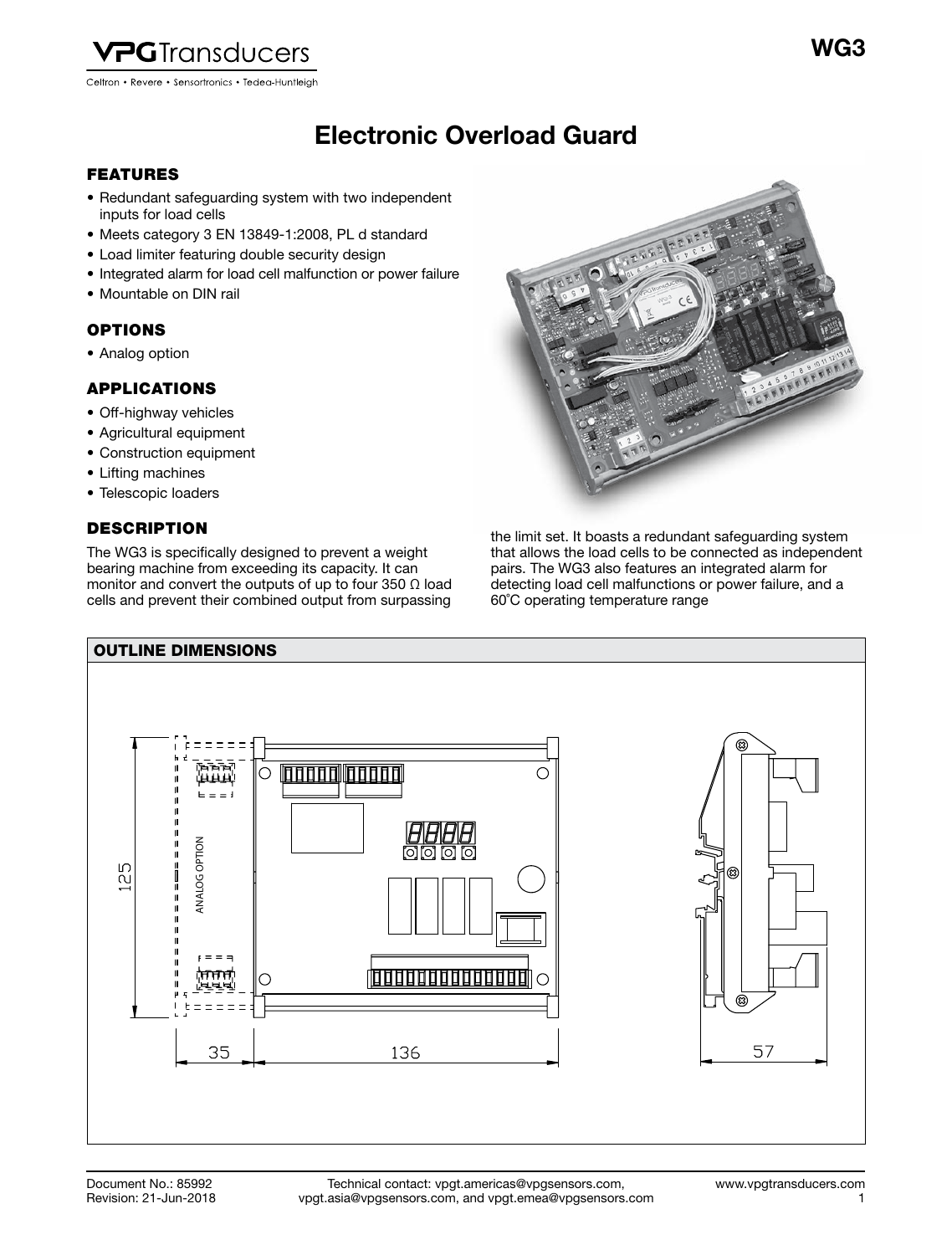# WG3

## Electronic Overload Guard

### FEATURES

- Redundant safeguarding system with two independent inputs for load cells
- Meets category 3 EN 13849-1:2008, PL d standard
- Load limiter featuring double security design
- Integrated alarm for load cell malfunction or power failure
- Mountable on DIN rail

### OPTIONS

- Analog option

### APPLICATIONS

- Off-highway vehicles
- Agricultural equipment
- Construction equipment
- Lifting machines
- Telescopic loaders

### DESCRIPTION

The WG3 is specifically designed to prevent a weight bearing machine from exceeding its capacity. It can monitor and convert the outputs of up to four 350 Ω load cells and prevent their combined output from surpassing the limit set. It boasts a redundant safeguarding system that allows the load cells to be connected as independent pairs. The WG3 also features an integrated alarm for detecting load cell malfunctions or power failure, and a 60°C operating temperature range

### OUTLINE DIMENSIONS

ANALOG OPTION

125

35

136

57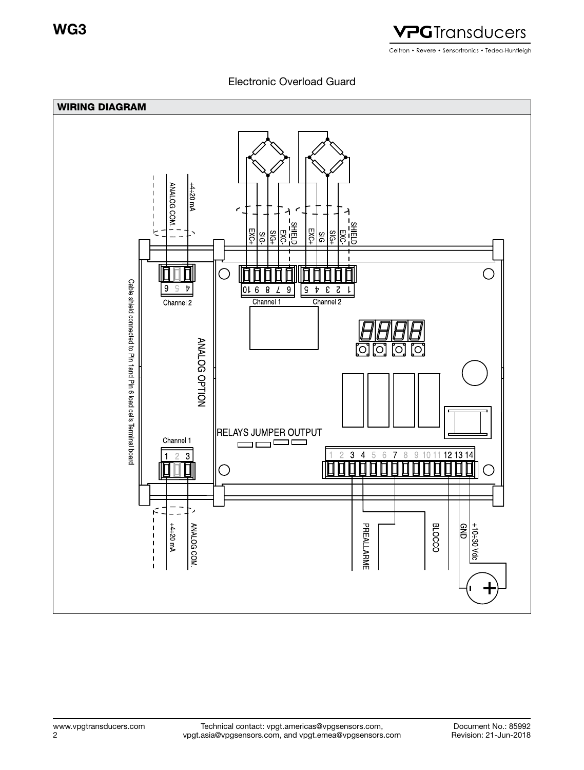Electronic Overload Guard

## WIRING DIAGRAM

+4÷20 mA

ANALOG COM.

EXC+ SIG- SIG+ EXC- SHIELD

EXC+ SIG- SIG+ EXC- SHIELD

6 5 4

Channel 2

10 9 8 7 6

Channel 1

5 4 3 2 1

Channel 2

Cable shield connected to Pin 1and Pin 6 load cells Terminal board

ANALOG OPTION

RELAYS JUMPER OUTPUT

Channel 1

1 2 3

1 2 3 4 5 6 7 8 9 10 11 12 13 14

+4÷20 mA

ANALOG COM.

PREALLARME

BLOCCO

GND

+10÷30 Vdc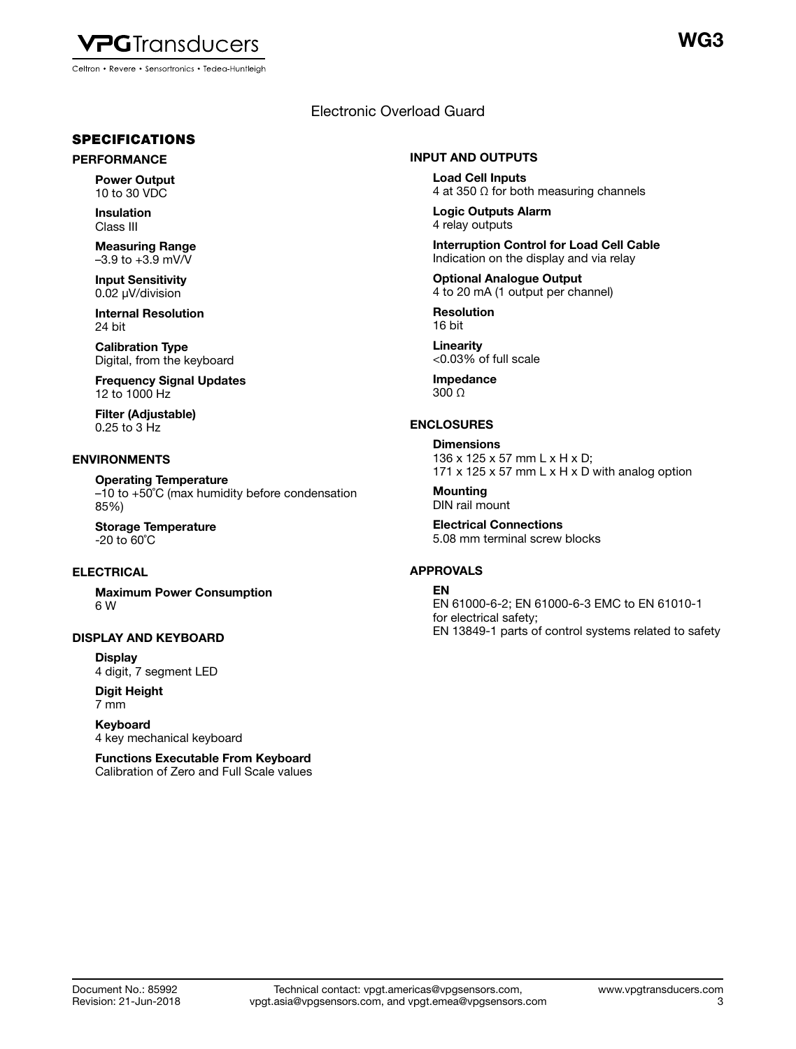# WG3

Electronic Overload Guard

## SPECIFICATIONS

### PERFORMANCE

**Power Output**
10 to 30 VDC

**Insulation**
Class III

**Measuring Range**
–3.9 to +3.9 mV/V

**Input Sensitivity**
0.02 μV/division

**Internal Resolution**
24 bit

**Calibration Type**
Digital, from the keyboard

**Frequency Signal Updates**
12 to 1000 Hz

**Filter (Adjustable)**
0.25 to 3 Hz

### ENVIRONMENTS

**Operating Temperature**
–10 to +50˚C (max humidity before condensation 85%)

**Storage Temperature**
-20 to 60˚C

### ELECTRICAL

**Maximum Power Consumption**
6 W

### DISPLAY AND KEYBOARD

**Display**
4 digit, 7 segment LED

**Digit Height**
7 mm

**Keyboard**
4 key mechanical keyboard

**Functions Executable From Keyboard**
Calibration of Zero and Full Scale values

### INPUT AND OUTPUTS

**Load Cell Inputs**
4 at 350 Ω for both measuring channels

**Logic Outputs Alarm**
4 relay outputs

**Interruption Control for Load Cell Cable**
Indication on the display and via relay

**Optional Analogue Output**
4 to 20 mA (1 output per channel)

**Resolution**
16 bit

**Linearity**
<0.03% of full scale

**Impedance**
300 Ω

### ENCLOSURES

**Dimensions**
136 x 125 x 57 mm L x H x D;
171 x 125 x 57 mm L x H x D with analog option

**Mounting**
DIN rail mount

**Electrical Connections**
5.08 mm terminal screw blocks

### APPROVALS

**EN**
EN 61000-6-2; EN 61000-6-3 EMC to EN 61010-1 for electrical safety;
EN 13849-1 parts of control systems related to safety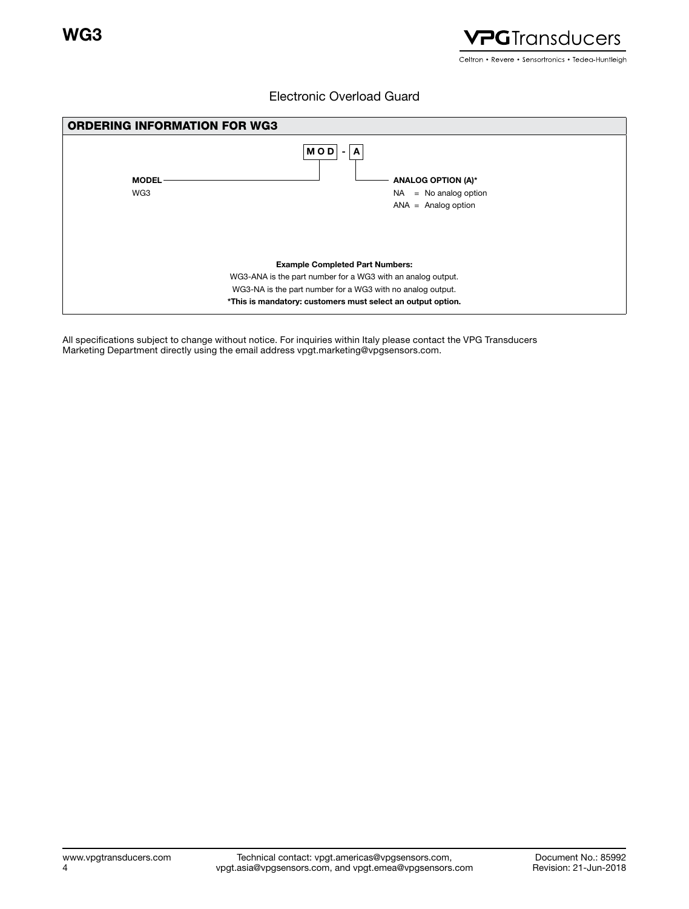## Electronic Overload Guard

### ORDERING INFORMATION FOR WG3

MOD - A

**MODEL**
WG3

**ANALOG OPTION (A)***
NA = No analog option
ANA = Analog option

**Example Completed Part Numbers:**
WG3-ANA is the part number for a WG3 with an analog output.
WG3-NA is the part number for a WG3 with no analog output.
***This is mandatory: customers must select an output option.**

All specifications subject to change without notice. For inquiries within Italy please contact the VPG Transducers Marketing Department directly using the email address vpgt.marketing@vpgsensors.com.